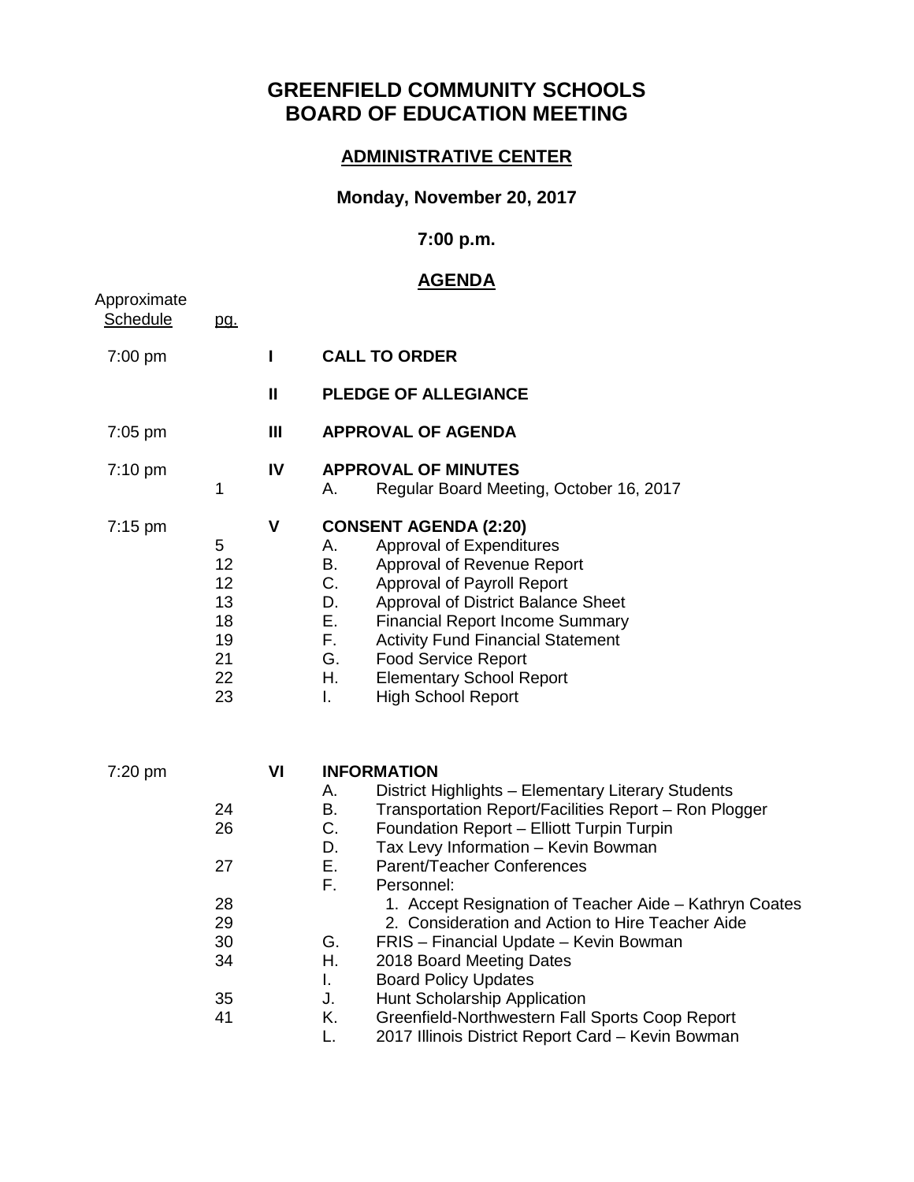# GREENFIELD COMMUNITY SCHOOLS
# BOARD OF EDUCATION MEETING

## ADMINISTRATIVE CENTER

**Monday, November 20, 2017**

**7:00 p.m.**

## AGENDA

| Approximate Schedule | pg. | | |
|---|---|---|---|
| 7:00 pm | | **I** | **CALL TO ORDER** |
| | | **II** | **PLEDGE OF ALLEGIANCE** |
| 7:05 pm | | **III** | **APPROVAL OF AGENDA** |
| 7:10 pm | | **IV** | **APPROVAL OF MINUTES** |
| | 1 | | A. Regular Board Meeting, October 16, 2017 |
| 7:15 pm | | **V** | **CONSENT AGENDA (2:20)** |
| | 5 | | A. Approval of Expenditures |
| | 12 | | B. Approval of Revenue Report |
| | 12 | | C. Approval of Payroll Report |
| | 13 | | D. Approval of District Balance Sheet |
| | 18 | | E. Financial Report Income Summary |
| | 19 | | F. Activity Fund Financial Statement |
| | 21 | | G. Food Service Report |
| | 22 | | H. Elementary School Report |
| | 23 | | I. High School Report |
| 7:20 pm | | **VI** | **INFORMATION** |
| | | | A. District Highlights – Elementary Literary Students |
| | 24 | | B. Transportation Report/Facilities Report – Ron Plogger |
| | 26 | | C. Foundation Report – Elliott Turpin Turpin |
| | | | D. Tax Levy Information – Kevin Bowman |
| | 27 | | E. Parent/Teacher Conferences |
| | | | F. Personnel: |
| | 28 | | 1. Accept Resignation of Teacher Aide – Kathryn Coates |
| | 29 | | 2. Consideration and Action to Hire Teacher Aide |
| | 30 | | G. FRIS – Financial Update – Kevin Bowman |
| | 34 | | H. 2018 Board Meeting Dates |
| | | | I. Board Policy Updates |
| | 35 | | J. Hunt Scholarship Application |
| | 41 | | K. Greenfield-Northwestern Fall Sports Coop Report |
| | | | L. 2017 Illinois District Report Card – Kevin Bowman |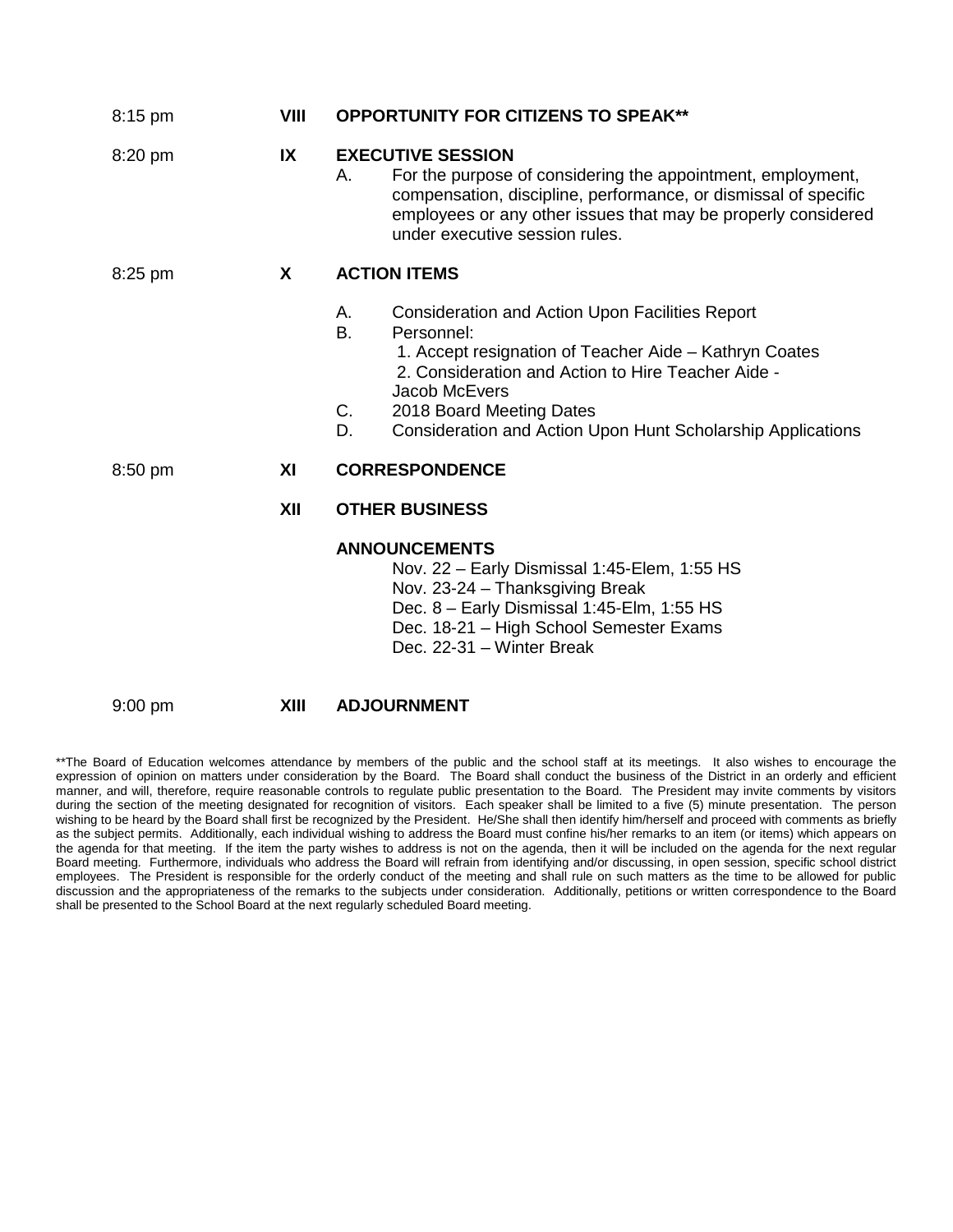8:15 pm **VIII OPPORTUNITY FOR CITIZENS TO SPEAK****

8:20 pm **IX EXECUTIVE SESSION**

A. For the purpose of considering the appointment, employment, compensation, discipline, performance, or dismissal of specific employees or any other issues that may be properly considered under executive session rules.

8:25 pm **X ACTION ITEMS**

A. Consideration and Action Upon Facilities Report
B. Personnel:
   1. Accept resignation of Teacher Aide – Kathryn Coates
   2. Consideration and Action to Hire Teacher Aide - Jacob McEvers
C. 2018 Board Meeting Dates
D. Consideration and Action Upon Hunt Scholarship Applications

8:50 pm **XI CORRESPONDENCE**

**XII OTHER BUSINESS**

**ANNOUNCEMENTS**

Nov. 22 – Early Dismissal 1:45-Elem, 1:55 HS
Nov. 23-24 – Thanksgiving Break
Dec. 8 – Early Dismissal 1:45-Elm, 1:55 HS
Dec. 18-21 – High School Semester Exams
Dec. 22-31 – Winter Break

9:00 pm **XIII ADJOURNMENT**

**The Board of Education welcomes attendance by members of the public and the school staff at its meetings. It also wishes to encourage the expression of opinion on matters under consideration by the Board. The Board shall conduct the business of the District in an orderly and efficient manner, and will, therefore, require reasonable controls to regulate public presentation to the Board. The President may invite comments by visitors during the section of the meeting designated for recognition of visitors. Each speaker shall be limited to a five (5) minute presentation. The person wishing to be heard by the Board shall first be recognized by the President. He/She shall then identify him/herself and proceed with comments as briefly as the subject permits. Additionally, each individual wishing to address the Board must confine his/her remarks to an item (or items) which appears on the agenda for that meeting. If the item the party wishes to address is not on the agenda, then it will be included on the agenda for the next regular Board meeting. Furthermore, individuals who address the Board will refrain from identifying and/or discussing, in open session, specific school district employees. The President is responsible for the orderly conduct of the meeting and shall rule on such matters as the time to be allowed for public discussion and the appropriateness of the remarks to the subjects under consideration. Additionally, petitions or written correspondence to the Board shall be presented to the School Board at the next regularly scheduled Board meeting.